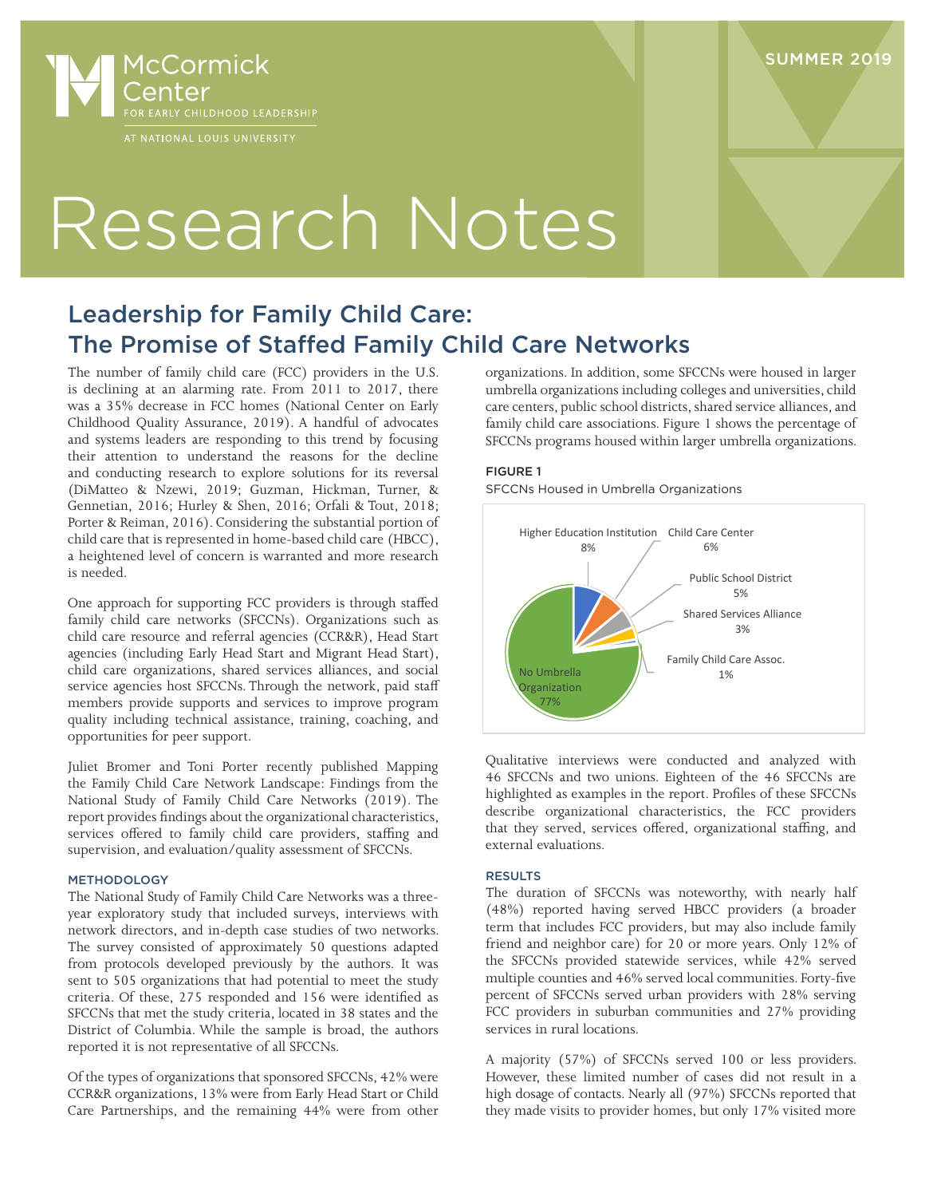McCormick Center FOR EARLY CHILDHOOD LEADERSHIP AT NATIONAL LOUIS UNIVERSITY

SUMMER 2019

# Research Notes

## Leadership for Family Child Care: The Promise of Staffed Family Child Care Networks

The number of family child care (FCC) providers in the U.S. is declining at an alarming rate. From 2011 to 2017, there was a 35% decrease in FCC homes (National Center on Early Childhood Quality Assurance, 2019). A handful of advocates and systems leaders are responding to this trend by focusing their attention to understand the reasons for the decline and conducting research to explore solutions for its reversal (DiMatteo & Nzewi, 2019; Guzman, Hickman, Turner, & Gennetian, 2016; Hurley & Shen, 2016; Orfali & Tout, 2018; Porter & Reiman, 2016). Considering the substantial portion of child care that is represented in home-based child care (HBCC), a heightened level of concern is warranted and more research is needed.

One approach for supporting FCC providers is through staffed family child care networks (SFCCNs). Organizations such as child care resource and referral agencies (CCR&R), Head Start agencies (including Early Head Start and Migrant Head Start), child care organizations, shared services alliances, and social service agencies host SFCCNs. Through the network, paid staff members provide supports and services to improve program quality including technical assistance, training, coaching, and opportunities for peer support.

Juliet Bromer and Toni Porter recently published Mapping the Family Child Care Network Landscape: Findings from the National Study of Family Child Care Networks (2019). The report provides findings about the organizational characteristics, services offered to family child care providers, staffing and supervision, and evaluation/quality assessment of SFCCNs.

### METHODOLOGY

The National Study of Family Child Care Networks was a three-year exploratory study that included surveys, interviews with network directors, and in-depth case studies of two networks. The survey consisted of approximately 50 questions adapted from protocols developed previously by the authors. It was sent to 505 organizations that had potential to meet the study criteria. Of these, 275 responded and 156 were identified as SFCCNs that met the study criteria, located in 38 states and the District of Columbia. While the sample is broad, the authors reported it is not representative of all SFCCNs.

Of the types of organizations that sponsored SFCCNs, 42% were CCR&R organizations, 13% were from Early Head Start or Child Care Partnerships, and the remaining 44% were from other organizations. In addition, some SFCCNs were housed in larger umbrella organizations including colleges and universities, child care centers, public school districts, shared service alliances, and family child care associations. Figure 1 shows the percentage of SFCCNs programs housed within larger umbrella organizations.

**FIGURE 1**

SFCCNs Housed in Umbrella Organizations

| Organization | Percentage |
|---|---|
| Higher Education Institution | 8% |
| Child Care Center | 6% |
| Public School District | 5% |
| Shared Services Alliance | 3% |
| Family Child Care Assoc. | 1% |
| No Umbrella Organization | 77% |

Qualitative interviews were conducted and analyzed with 46 SFCCNs and two unions. Eighteen of the 46 SFCCNs are highlighted as examples in the report. Profiles of these SFCCNs describe organizational characteristics, the FCC providers that they served, services offered, organizational staffing, and external evaluations.

### RESULTS

The duration of SFCCNs was noteworthy, with nearly half (48%) reported having served HBCC providers (a broader term that includes FCC providers, but may also include family friend and neighbor care) for 20 or more years. Only 12% of the SFCCNs provided statewide services, while 42% served multiple counties and 46% served local communities. Forty-five percent of SFCCNs served urban providers with 28% serving FCC providers in suburban communities and 27% providing services in rural locations.

A majority (57%) of SFCCNs served 100 or less providers. However, these limited number of cases did not result in a high dosage of contacts. Nearly all (97%) SFCCNs reported that they made visits to provider homes, but only 17% visited more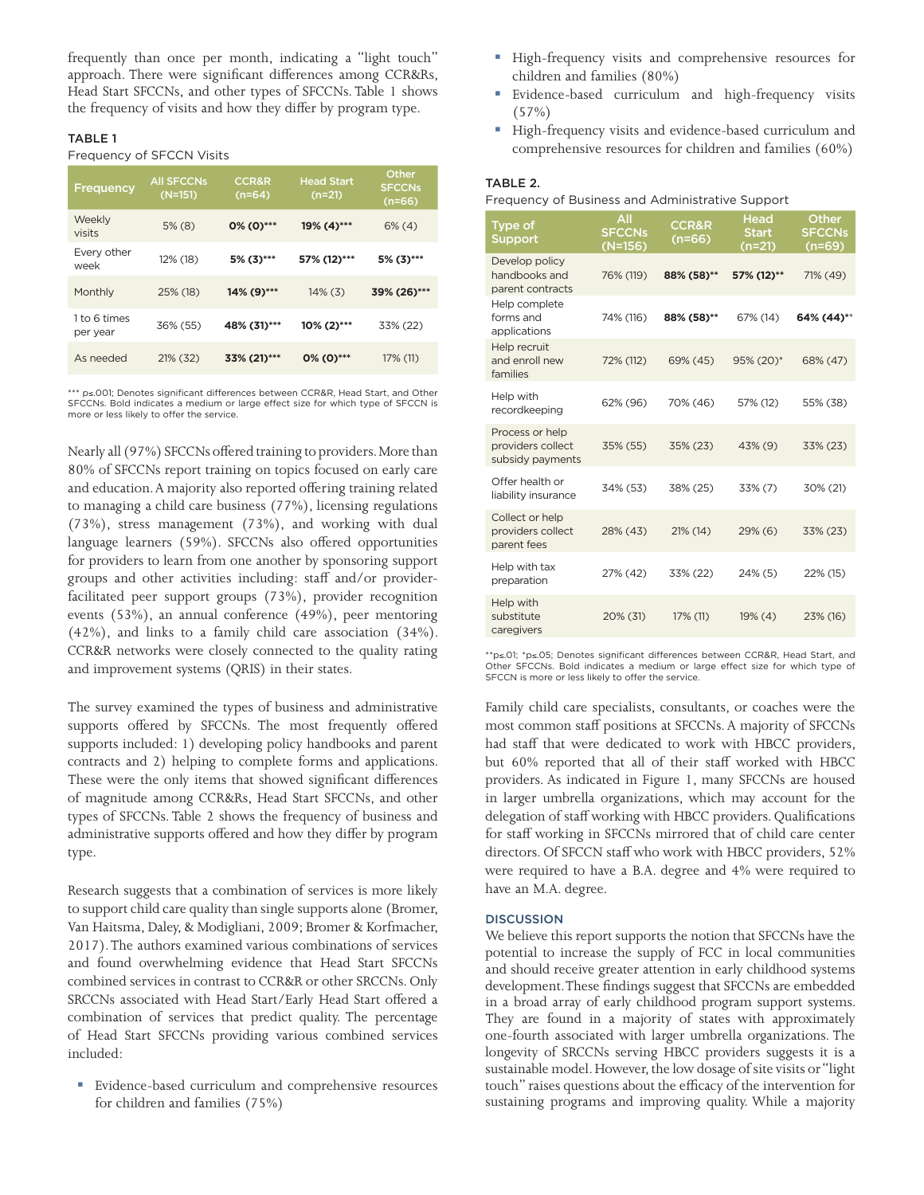frequently than once per month, indicating a "light touch" approach. There were significant differences among CCR&Rs, Head Start SFCCNs, and other types of SFCCNs. Table 1 shows the frequency of visits and how they differ by program type.

TABLE 1

Frequency of SFCCN Visits

| Frequency | All SFCCNs (N=151) | CCR&R (n=64) | Head Start (n=21) | Other SFCCNs (n=66) |
|---|---|---|---|---|
| Weekly visits | 5% (8) | **0% (0)***\*\*\*** | **19% (4)***\*\*\*** | 6% (4) |
| Every other week | 12% (18) | **5% (3)***\*\*\*** | **57% (12)***\*\*\*** | **5% (3)***\*\*\*** |
| Monthly | 25% (18) | **14% (9)***\*\*\*** | 14% (3) | **39% (26)***\*\*\*** |
| 1 to 6 times per year | 36% (55) | **48% (31)***\*\*\*** | **10% (2)***\*\*\*** | 33% (22) |
| As needed | 21% (32) | **33% (21)***\*\*\*** | **0% (0)***\*\*\*** | 17% (11) |

*** p≤.001; Denotes significant differences between CCR&R, Head Start, and Other SFCCNs. Bold indicates a medium or large effect size for which type of SFCCN is more or less likely to offer the service.

Nearly all (97%) SFCCNs offered training to providers. More than 80% of SFCCNs report training on topics focused on early care and education. A majority also reported offering training related to managing a child care business (77%), licensing regulations (73%), stress management (73%), and working with dual language learners (59%). SFCCNs also offered opportunities for providers to learn from one another by sponsoring support groups and other activities including: staff and/or provider-facilitated peer support groups (73%), provider recognition events (53%), an annual conference (49%), peer mentoring (42%), and links to a family child care association (34%). CCR&R networks were closely connected to the quality rating and improvement systems (QRIS) in their states.

The survey examined the types of business and administrative supports offered by SFCCNs. The most frequently offered supports included: 1) developing policy handbooks and parent contracts and 2) helping to complete forms and applications. These were the only items that showed significant differences of magnitude among CCR&Rs, Head Start SFCCNs, and other types of SFCCNs. Table 2 shows the frequency of business and administrative supports offered and how they differ by program type.

Research suggests that a combination of services is more likely to support child care quality than single supports alone (Bromer, Van Haitsma, Daley, & Modigliani, 2009; Bromer & Korfmacher, 2017). The authors examined various combinations of services and found overwhelming evidence that Head Start SFCCNs combined services in contrast to CCR&R or other SRCCNs. Only SRCCNs associated with Head Start/Early Head Start offered a combination of services that predict quality. The percentage of Head Start SFCCNs providing various combined services included:

- Evidence-based curriculum and comprehensive resources for children and families (75%)
- High-frequency visits and comprehensive resources for children and families (80%)
- Evidence-based curriculum and high-frequency visits (57%)
- High-frequency visits and evidence-based curriculum and comprehensive resources for children and families (60%)

TABLE 2.

Frequency of Business and Administrative Support

| Type of Support | All SFCCNs (N=156) | CCR&R (n=66) | Head Start (n=21) | Other SFCCNs (n=69) |
|---|---|---|---|---|
| Develop policy handbooks and parent contracts | 76% (119) | **88% (58)**\*\* | **57% (12)**\*\* | 71% (49) |
| Help complete forms and applications | 74% (116) | **88% (58)**\*\* | 67% (14) | **64% (44)**\*\* |
| Help recruit and enroll new families | 72% (112) | 69% (45) | 95% (20)* | 68% (47) |
| Help with recordkeeping | 62% (96) | 70% (46) | 57% (12) | 55% (38) |
| Process or help providers collect subsidy payments | 35% (55) | 35% (23) | 43% (9) | 33% (23) |
| Offer health or liability insurance | 34% (53) | 38% (25) | 33% (7) | 30% (21) |
| Collect or help providers collect parent fees | 28% (43) | 21% (14) | 29% (6) | 33% (23) |
| Help with tax preparation | 27% (42) | 33% (22) | 24% (5) | 22% (15) |
| Help with substitute caregivers | 20% (31) | 17% (11) | 19% (4) | 23% (16) |

**p≤.01; *p≤.05; Denotes significant differences between CCR&R, Head Start, and Other SFCCNs. Bold indicates a medium or large effect size for which type of SFCCN is more or less likely to offer the service.

Family child care specialists, consultants, or coaches were the most common staff positions at SFCCNs. A majority of SFCCNs had staff that were dedicated to work with HBCC providers, but 60% reported that all of their staff worked with HBCC providers. As indicated in Figure 1, many SFCCNs are housed in larger umbrella organizations, which may account for the delegation of staff working with HBCC providers. Qualifications for staff working in SFCCNs mirrored that of child care center directors. Of SFCCN staff who work with HBCC providers, 52% were required to have a B.A. degree and 4% were required to have an M.A. degree.

## DISCUSSION

We believe this report supports the notion that SFCCNs have the potential to increase the supply of FCC in local communities and should receive greater attention in early childhood systems development. These findings suggest that SFCCNs are embedded in a broad array of early childhood program support systems. They are found in a majority of states with approximately one-fourth associated with larger umbrella organizations. The longevity of SRCCNs serving HBCC providers suggests it is a sustainable model. However, the low dosage of site visits or "light touch" raises questions about the efficacy of the intervention for sustaining programs and improving quality. While a majority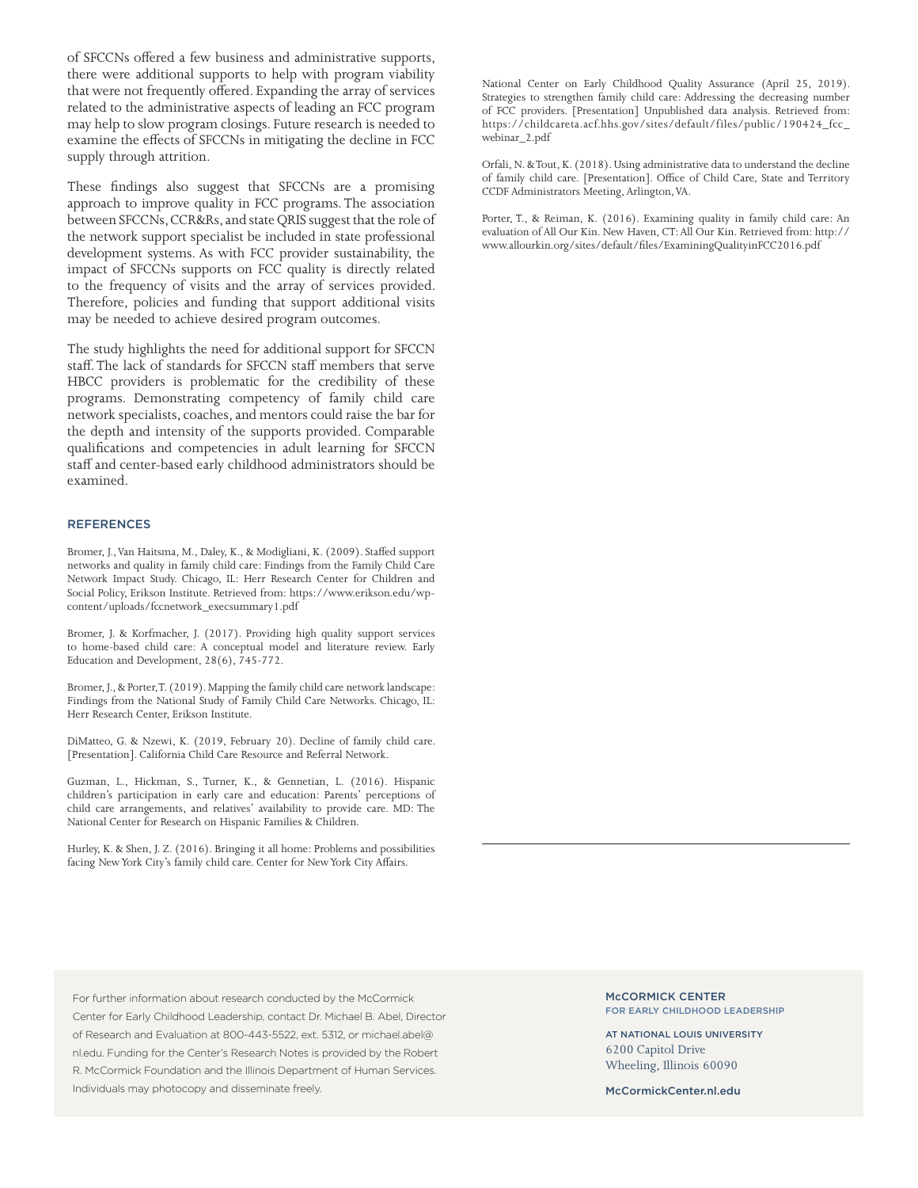of SFCCNs offered a few business and administrative supports, there were additional supports to help with program viability that were not frequently offered. Expanding the array of services related to the administrative aspects of leading an FCC program may help to slow program closings. Future research is needed to examine the effects of SFCCNs in mitigating the decline in FCC supply through attrition.

These findings also suggest that SFCCNs are a promising approach to improve quality in FCC programs. The association between SFCCNs, CCR&Rs, and state QRIS suggest that the role of the network support specialist be included in state professional development systems. As with FCC provider sustainability, the impact of SFCCNs supports on FCC quality is directly related to the frequency of visits and the array of services provided. Therefore, policies and funding that support additional visits may be needed to achieve desired program outcomes.

The study highlights the need for additional support for SFCCN staff. The lack of standards for SFCCN staff members that serve HBCC providers is problematic for the credibility of these programs. Demonstrating competency of family child care network specialists, coaches, and mentors could raise the bar for the depth and intensity of the supports provided. Comparable qualifications and competencies in adult learning for SFCCN staff and center-based early childhood administrators should be examined.

## REFERENCES

Bromer, J., Van Haitsma, M., Daley, K., & Modigliani, K. (2009). Staffed support networks and quality in family child care: Findings from the Family Child Care Network Impact Study. Chicago, IL: Herr Research Center for Children and Social Policy, Erikson Institute. Retrieved from: https://www.erikson.edu/wp-content/uploads/fccnetwork_execsummary1.pdf

Bromer, J. & Korfmacher, J. (2017). Providing high quality support services to home-based child care: A conceptual model and literature review. Early Education and Development, 28(6), 745-772.

Bromer, J., & Porter, T. (2019). Mapping the family child care network landscape: Findings from the National Study of Family Child Care Networks. Chicago, IL: Herr Research Center, Erikson Institute.

DiMatteo, G. & Nzewi, K. (2019, February 20). Decline of family child care. [Presentation]. California Child Care Resource and Referral Network.

Guzman, L., Hickman, S., Turner, K., & Gennetian, L. (2016). Hispanic children's participation in early care and education: Parents' perceptions of child care arrangements, and relatives' availability to provide care. MD: The National Center for Research on Hispanic Families & Children.

Hurley, K. & Shen, J. Z. (2016). Bringing it all home: Problems and possibilities facing New York City's family child care. Center for New York City Affairs.

National Center on Early Childhood Quality Assurance (April 25, 2019). Strategies to strengthen family child care: Addressing the decreasing number of FCC providers. [Presentation] Unpublished data analysis. Retrieved from: https://childcareta.acf.hhs.gov/sites/default/files/public/190424_fcc_webinar_2.pdf

Orfali, N. & Tout, K. (2018). Using administrative data to understand the decline of family child care. [Presentation]. Office of Child Care, State and Territory CCDF Administrators Meeting, Arlington, VA.

Porter, T., & Reiman, K. (2016). Examining quality in family child care: An evaluation of All Our Kin. New Haven, CT: All Our Kin. Retrieved from: http://www.allourkin.org/sites/default/files/ExaminingQualityinFCC2016.pdf

For further information about research conducted by the McCormick Center for Early Childhood Leadership, contact Dr. Michael B. Abel, Director of Research and Evaluation at 800-443-5522, ext. 5312, or michael.abel@nl.edu. Funding for the Center's Research Notes is provided by the Robert R. McCormick Foundation and the Illinois Department of Human Services. Individuals may photocopy and disseminate freely.

McCORMICK CENTER
FOR EARLY CHILDHOOD LEADERSHIP

AT NATIONAL LOUIS UNIVERSITY
6200 Capitol Drive
Wheeling, Illinois 60090

McCormickCenter.nl.edu